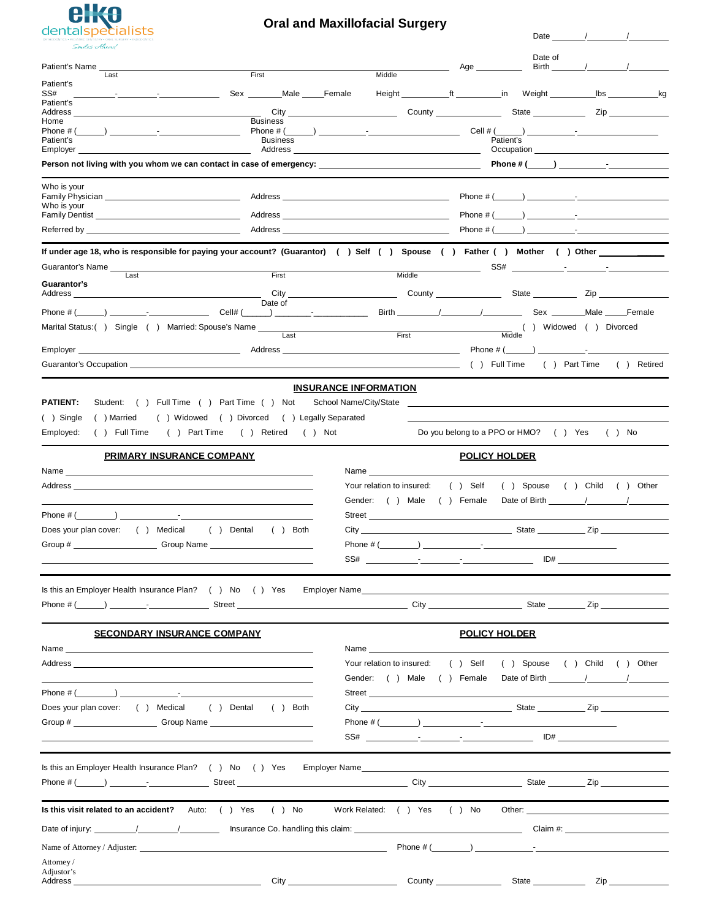elko dentalspecialists

Smiles Ahead

# Oral and Maxillofacial Surgery

Date ______/______/______

Patient's Name ______________________________ (Last / First / Middle) Age ______ Date of Birth ______/______/______

Patient's SS# ______-______-______ Sex ____Male ____Female Height ______ft ______in Weight ______lbs ______kg

Patient's Address ______________________ City ______________ County ______________ State ______ Zip ______

Home Phone # (____) ______-______ Business Phone # (____) ______-______ Cell # (____) ______-______

Patient's Employer ______________________ Business Address ______________________ Patient's Occupation ______________________

**Person not living with you whom we can contact in case of emergency:** ______________________ **Phone # (____) ______-______**

---

Who is your Family Physician ______________________ Address ______________________ Phone # (____) ______-______

Who is your Family Dentist ______________________ Address ______________________ Phone # (____) ______-______

Referred by ______________________ Address ______________________ Phone # (____) ______-______

---

**If under age 18, who is responsible for paying your account? (Guarantor) ( ) Self ( ) Spouse ( ) Father ( ) Mother ( ) Other ______**

Guarantor's Name ______________________________ (Last / First / Middle) SS# ______-______-______

**Guarantor's** Address ______________________ City ______________ County ______________ State ______ Zip ______

Phone # (____) ______-______ Cell# (____) ______-______ Date of Birth ______/______/______ Sex ____Male ____Female

Marital Status: ( ) Single ( ) Married: Spouse's Name ______________________________ (Last / First / Middle) ( ) Widowed ( ) Divorced

Employer ______________________ Address ______________________ Phone # (____) ______-______

Guarantor's Occupation ______________________ ( ) Full Time ( ) Part Time ( ) Retired

---

## INSURANCE INFORMATION

**PATIENT:** Student: ( ) Full Time ( ) Part Time ( ) Not School Name/City/State ______________________

( ) Single ( ) Married ( ) Widowed ( ) Divorced ( ) Legally Separated ______________________

Employed: ( ) Full Time ( ) Part Time ( ) Retired ( ) Not Do you belong to a PPO or HMO? ( ) Yes ( ) No

### PRIMARY INSURANCE COMPANY

Name ______________________

Address ______________________

______________________

Phone # (______) ______-______

Does your plan cover: ( ) Medical ( ) Dental ( ) Both

Group # ______________ Group Name ______________

______________________

### POLICY HOLDER

Name ______________________

Your relation to insured: ( ) Self ( ) Spouse ( ) Child ( ) Other

Gender: ( ) Male ( ) Female Date of Birth ______/______/______

Street ______________________

City ______________ State ______ Zip ______

Phone # (______) ______-______

SS# ______-______-______ ID# ______________

---

Is this an Employer Health Insurance Plan? ( ) No ( ) Yes Employer Name ______________________

Phone # (____) ______-______ Street ______________________ City ______________ State ______ Zip ______

### SECONDARY INSURANCE COMPANY

Name ______________________

Address ______________________

______________________

Phone # (______) ______-______

Does your plan cover: ( ) Medical ( ) Dental ( ) Both

Group # ______________ Group Name ______________

______________________

### POLICY HOLDER

Name ______________________

Your relation to insured: ( ) Self ( ) Spouse ( ) Child ( ) Other

Gender: ( ) Male ( ) Female Date of Birth ______/______/______

Street ______________________

City ______________ State ______ Zip ______

Phone # (______) ______-______

SS# ______-______-______ ID# ______________

---

Is this an Employer Health Insurance Plan? ( ) No ( ) Yes Employer Name ______________________

Phone # (____) ______-______ Street ______________________ City ______________ State ______ Zip ______

---

**Is this visit related to an accident?** Auto: ( ) Yes ( ) No Work Related: ( ) Yes ( ) No Other: ______________

Date of injury: ______/______/______ Insurance Co. handling this claim: ______________________ Claim #: ______________

Name of Attorney / Adjuster: ______________________ Phone # (______) ______-______

Attorney / Adjustor's Address ______________________ City ______________ County ______________ State ______ Zip ______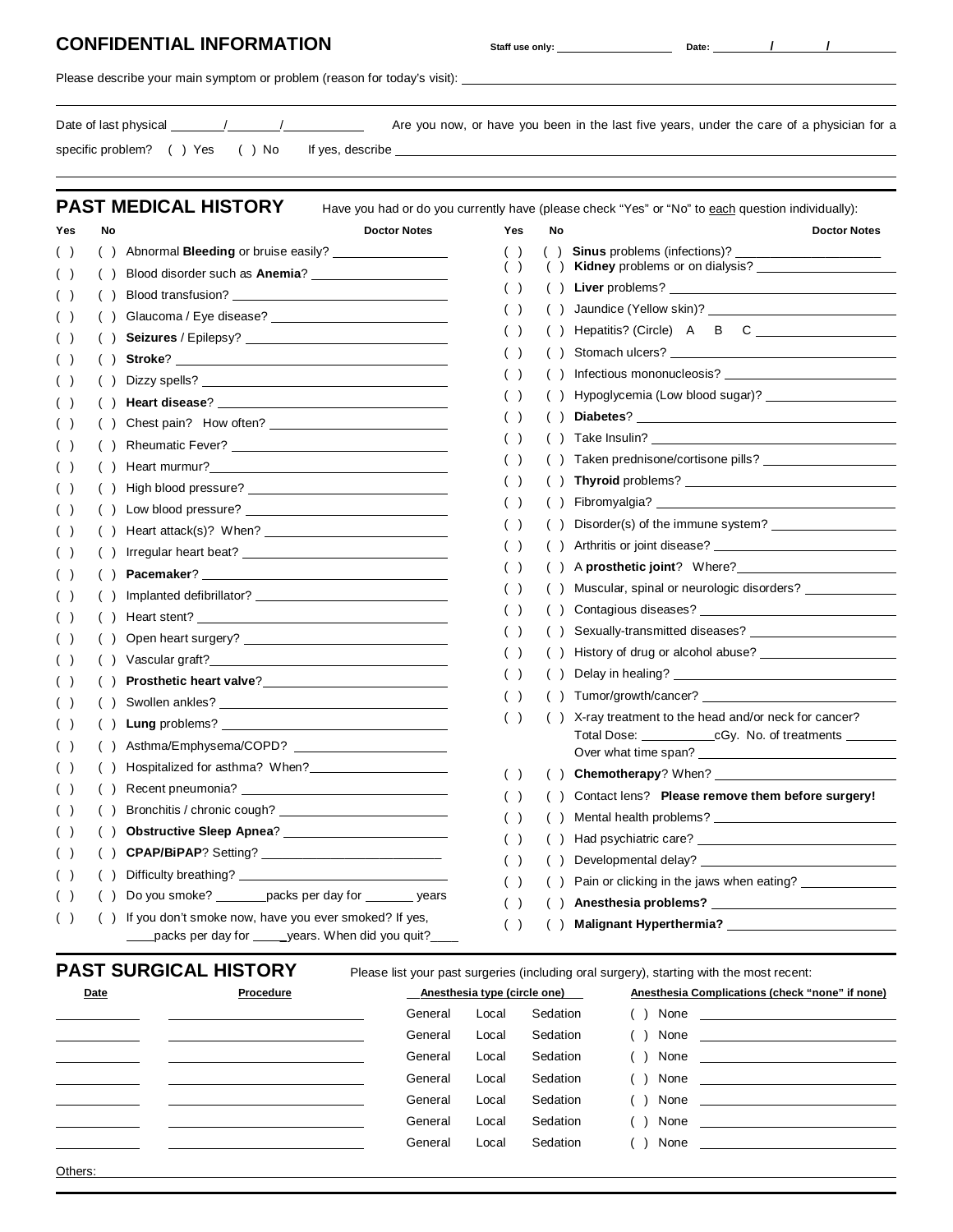## CONFIDENTIAL INFORMATION

Staff use only: ______________ Date: ____/____/____

Please describe your main symptom or problem (reason for today's visit): ______________________________

Date of last physical ____/____/______ Are you now, or have you been in the last five years, under the care of a physician for a specific problem? ( ) Yes ( ) No If yes, describe ______________________________

## PAST MEDICAL HISTORY

Have you had or do you currently have (please check "Yes" or "No" to each question individually):

| Yes | No | | Doctor Notes |
|---|---|---|---|
| ( ) | ( ) | Abnormal **Bleeding** or bruise easily? | |
| ( ) | ( ) | Blood disorder such as **Anemia**? | |
| ( ) | ( ) | Blood transfusion? | |
| ( ) | ( ) | Glaucoma / Eye disease? | |
| ( ) | ( ) | **Seizures** / Epilepsy? | |
| ( ) | ( ) | **Stroke**? | |
| ( ) | ( ) | Dizzy spells? | |
| ( ) | ( ) | **Heart disease**? | |
| ( ) | ( ) | Chest pain? How often? | |
| ( ) | ( ) | Rheumatic Fever? | |
| ( ) | ( ) | Heart murmur? | |
| ( ) | ( ) | High blood pressure? | |
| ( ) | ( ) | Low blood pressure? | |
| ( ) | ( ) | Heart attack(s)? When? | |
| ( ) | ( ) | Irregular heart beat? | |
| ( ) | ( ) | **Pacemaker**? | |
| ( ) | ( ) | Implanted defibrillator? | |
| ( ) | ( ) | Heart stent? | |
| ( ) | ( ) | Open heart surgery? | |
| ( ) | ( ) | Vascular graft? | |
| ( ) | ( ) | **Prosthetic heart valve**? | |
| ( ) | ( ) | Swollen ankles? | |
| ( ) | ( ) | **Lung** problems? | |
| ( ) | ( ) | Asthma/Emphysema/COPD? | |
| ( ) | ( ) | Hospitalized for asthma? When? | |
| ( ) | ( ) | Recent pneumonia? | |
| ( ) | ( ) | Bronchitis / chronic cough? | |
| ( ) | ( ) | **Obstructive Sleep Apnea**? | |
| ( ) | ( ) | **CPAP/BiPAP**? Setting? | |
| ( ) | ( ) | Difficulty breathing? | |
| ( ) | ( ) | Do you smoke? ______packs per day for ______ years | |
| ( ) | ( ) | If you don't smoke now, have you ever smoked? If yes, ____packs per day for ____years. When did you quit?____ | |

| Yes | No | | Doctor Notes |
|---|---|---|---|
| ( ) | ( ) | **Sinus** problems (infections)? | |
| ( ) | ( ) | **Kidney** problems or on dialysis? | |
| ( ) | ( ) | **Liver** problems? | |
| ( ) | ( ) | Jaundice (Yellow skin)? | |
| ( ) | ( ) | Hepatitis? (Circle) A B C | |
| ( ) | ( ) | Stomach ulcers? | |
| ( ) | ( ) | Infectious mononucleosis? | |
| ( ) | ( ) | Hypoglycemia (Low blood sugar)? | |
| ( ) | ( ) | **Diabetes**? | |
| ( ) | ( ) | Take Insulin? | |
| ( ) | ( ) | Taken prednisone/cortisone pills? | |
| ( ) | ( ) | **Thyroid** problems? | |
| ( ) | ( ) | Fibromyalgia? | |
| ( ) | ( ) | Disorder(s) of the immune system? | |
| ( ) | ( ) | Arthritis or joint disease? | |
| ( ) | ( ) | A **prosthetic joint**? Where? | |
| ( ) | ( ) | Muscular, spinal or neurologic disorders? | |
| ( ) | ( ) | Contagious diseases? | |
| ( ) | ( ) | Sexually-transmitted diseases? | |
| ( ) | ( ) | History of drug or alcohol abuse? | |
| ( ) | ( ) | Delay in healing? | |
| ( ) | ( ) | Tumor/growth/cancer? | |
| ( ) | ( ) | X-ray treatment to the head and/or neck for cancer? Total Dose: __________cGy. No. of treatments ______ Over what time span? | |
| ( ) | ( ) | **Chemotherapy**? When? | |
| ( ) | ( ) | Contact lens? **Please remove them before surgery!** | |
| ( ) | ( ) | Mental health problems? | |
| ( ) | ( ) | Had psychiatric care? | |
| ( ) | ( ) | Developmental delay? | |
| ( ) | ( ) | Pain or clicking in the jaws when eating? | |
| ( ) | ( ) | **Anesthesia problems?** | |
| ( ) | ( ) | **Malignant Hyperthermia?** | |

## PAST SURGICAL HISTORY

Please list your past surgeries (including oral surgery), starting with the most recent:

| Date | Procedure | Anesthesia type (circle one) | Anesthesia Complications (check "none" if none) |
|---|---|---|---|
| | | General Local Sedation | ( ) None |
| | | General Local Sedation | ( ) None |
| | | General Local Sedation | ( ) None |
| | | General Local Sedation | ( ) None |
| | | General Local Sedation | ( ) None |
| | | General Local Sedation | ( ) None |
| | | General Local Sedation | ( ) None |

Others: ______________________________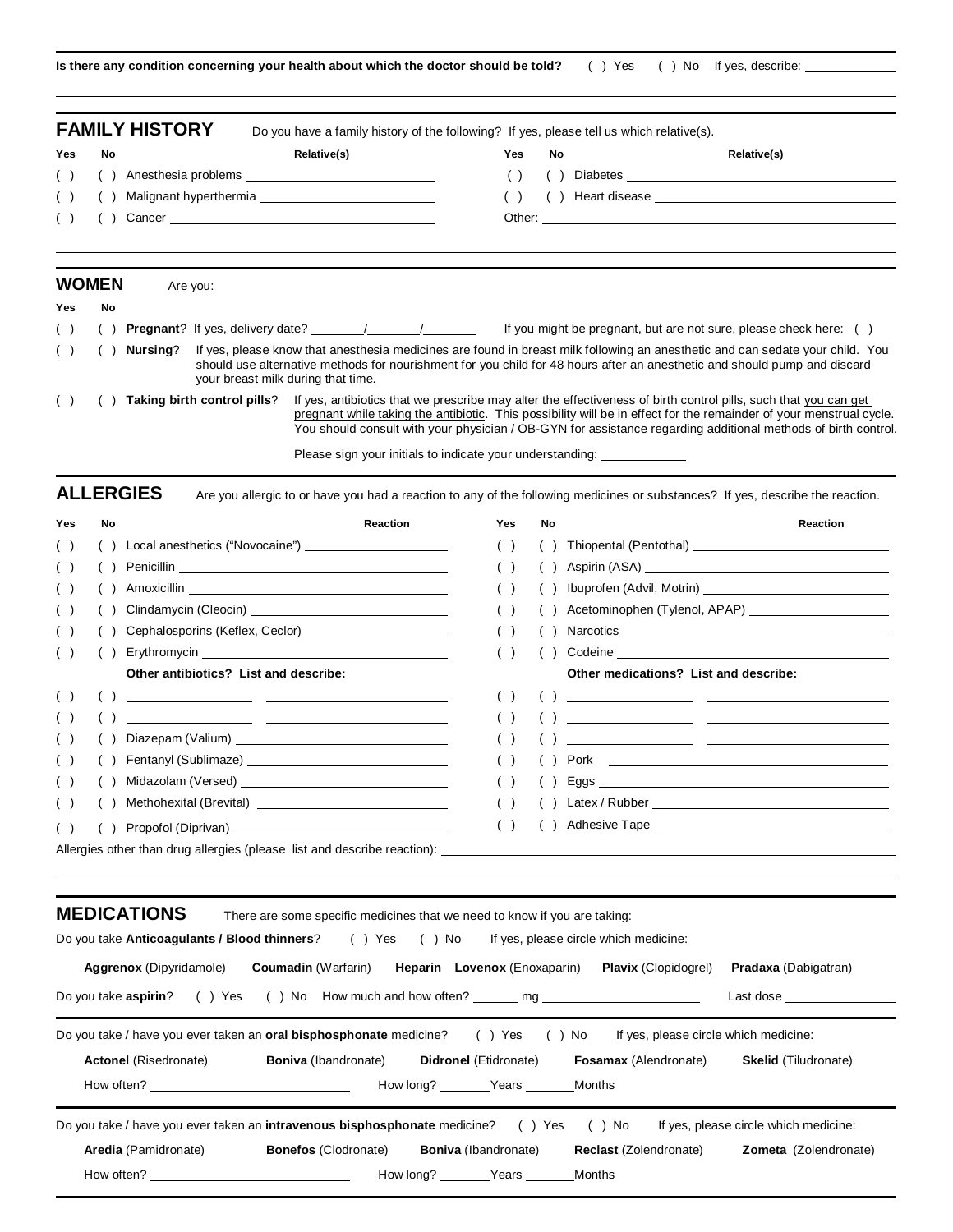**Is there any condition concerning your health about which the doctor should be told?** ( ) Yes ( ) No If yes, describe: ____________

## FAMILY HISTORY

Do you have a family history of the following? If yes, please tell us which relative(s).

| Yes | No | | Relative(s) | Yes | No | | Relative(s) |
|---|---|---|---|---|---|---|---|
| ( ) | ( ) | Anesthesia problems | ____________ | ( ) | ( ) | Diabetes | ____________ |
| ( ) | ( ) | Malignant hyperthermia | ____________ | ( ) | ( ) | Heart disease | ____________ |
| ( ) | ( ) | Cancer | ____________ | | | Other: | ____________ |

## WOMEN

Are you:

| Yes | No | |
|---|---|---|
| ( ) | ( ) | **Pregnant**? If yes, delivery date? ______/______/______ If you might be pregnant, but are not sure, please check here: ( ) |
| ( ) | ( ) | **Nursing**? If yes, please know that anesthesia medicines are found in breast milk following an anesthetic and can sedate your child. You should use alternative methods for nourishment for you child for 48 hours after an anesthetic and should pump and discard your breast milk during that time. |
| ( ) | ( ) | **Taking birth control pills**? If yes, antibiotics that we prescribe may alter the effectiveness of birth control pills, such that you can get pregnant while taking the antibiotic. This possibility will be in effect for the remainder of your menstrual cycle. You should consult with your physician / OB-GYN for assistance regarding additional methods of birth control. |

Please sign your initials to indicate your understanding: ____________

## ALLERGIES

Are you allergic to or have you had a reaction to any of the following medicines or substances? If yes, describe the reaction.

| Yes | No | | Reaction | Yes | No | | Reaction |
|---|---|---|---|---|---|---|---|
| ( ) | ( ) | Local anesthetics ("Novocaine") | ____________ | ( ) | ( ) | Thiopental (Pentothal) | ____________ |
| ( ) | ( ) | Penicillin | ____________ | ( ) | ( ) | Aspirin (ASA) | ____________ |
| ( ) | ( ) | Amoxicillin | ____________ | ( ) | ( ) | Ibuprofen (Advil, Motrin) | ____________ |
| ( ) | ( ) | Clindamycin (Cleocin) | ____________ | ( ) | ( ) | Acetominophen (Tylenol, APAP) | ____________ |
| ( ) | ( ) | Cephalosporins (Keflex, Ceclor) | ____________ | ( ) | ( ) | Narcotics | ____________ |
| ( ) | ( ) | Erythromycin | ____________ | ( ) | ( ) | Codeine | ____________ |
| | | **Other antibiotics? List and describe:** | | | | **Other medications? List and describe:** | |
| ( ) | ( ) | ____________ | ____________ | ( ) | ( ) | ____________ | ____________ |
| ( ) | ( ) | ____________ | ____________ | ( ) | ( ) | ____________ | ____________ |
| ( ) | ( ) | Diazepam (Valium) | ____________ | ( ) | ( ) | ____________ | ____________ |
| ( ) | ( ) | Fentanyl (Sublimaze) | ____________ | ( ) | ( ) | Pork | ____________ |
| ( ) | ( ) | Midazolam (Versed) | ____________ | ( ) | ( ) | Eggs | ____________ |
| ( ) | ( ) | Methohexital (Brevital) | ____________ | ( ) | ( ) | Latex / Rubber | ____________ |
| ( ) | ( ) | Propofol (Diprivan) | ____________ | ( ) | ( ) | Adhesive Tape | ____________ |

Allergies other than drug allergies (please list and describe reaction): ____________

## MEDICATIONS

There are some specific medicines that we need to know if you are taking:

Do you take **Anticoagulants / Blood thinners**? ( ) Yes ( ) No If yes, please circle which medicine:

**Aggrenox** (Dipyridamole) **Coumadin** (Warfarin) **Heparin** **Lovenox** (Enoxaparin) **Plavix** (Clopidogrel) **Pradaxa** (Dabigatran)

Do you take **aspirin**? ( ) Yes ( ) No How much and how often? ______ mg ____________ Last dose ____________

Do you take / have you ever taken an **oral bisphosphonate** medicine? ( ) Yes ( ) No If yes, please circle which medicine:

**Actonel** (Risedronate) **Boniva** (Ibandronate) **Didronel** (Etidronate) **Fosamax** (Alendronate) **Skelid** (Tiludronate)

How often? ____________ How long? ______Years ______Months

Do you take / have you ever taken an **intravenous bisphosphonate** medicine? ( ) Yes ( ) No If yes, please circle which medicine:

**Aredia** (Pamidronate) **Bonefos** (Clodronate) **Boniva** (Ibandronate) **Reclast** (Zolendronate) **Zometa** (Zolendronate)

How often? ____________ How long? ______Years ______Months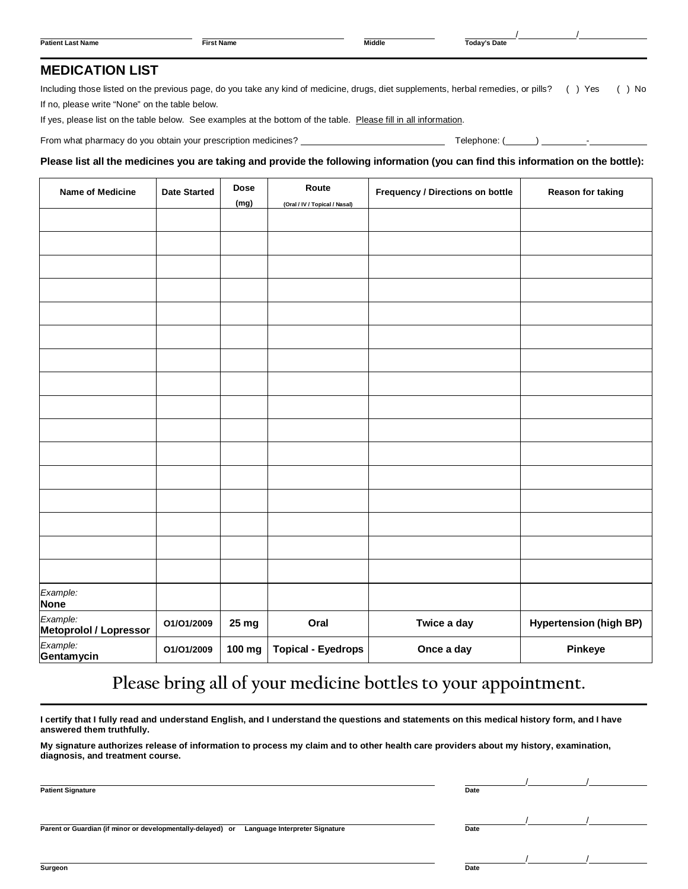Patient Last Name ______ First Name ______ Middle ______ Today's Date ____/____/____

## MEDICATION LIST

Including those listed on the previous page, do you take any kind of medicine, drugs, diet supplements, herbal remedies, or pills? ( ) Yes ( ) No

If no, please write "None" on the table below.

If yes, please list on the table below. See examples at the bottom of the table. Please fill in all information.

From what pharmacy do you obtain your prescription medicines? ______________ Telephone: (____) ______-______

**Please list all the medicines you are taking and provide the following information (you can find this information on the bottle):**

| Name of Medicine | Date Started | Dose (mg) | Route (Oral / IV / Topical / Nasal) | Frequency / Directions on bottle | Reason for taking |
|---|---|---|---|---|---|
| | | | | | |
| | | | | | |
| | | | | | |
| | | | | | |
| | | | | | |
| | | | | | |
| | | | | | |
| | | | | | |
| | | | | | |
| | | | | | |
| | | | | | |
| | | | | | |
| | | | | | |
| | | | | | |
| | | | | | |
| | | | | | |
| *Example:* **None** | | | | | |
| *Example:* **Metoprolol / Lopressor** | **O1/O1/2009** | **25 mg** | **Oral** | **Twice a day** | **Hypertension (high BP)** |
| *Example:* **Gentamycin** | **O1/O1/2009** | **100 mg** | **Topical - Eyedrops** | **Once a day** | **Pinkeye** |

# Please bring all of your medicine bottles to your appointment.

**I certify that I fully read and understand English, and I understand the questions and statements on this medical history form, and I have answered them truthfully.**

**My signature authorizes release of information to process my claim and to other health care providers about my history, examination, diagnosis, and treatment course.**

Patient Signature ______________________ Date ____/____/____

Parent or Guardian (if minor or developmentally-delayed) or Language Interpreter Signature ______________________ Date ____/____/____

Surgeon ______________________ Date ____/____/____